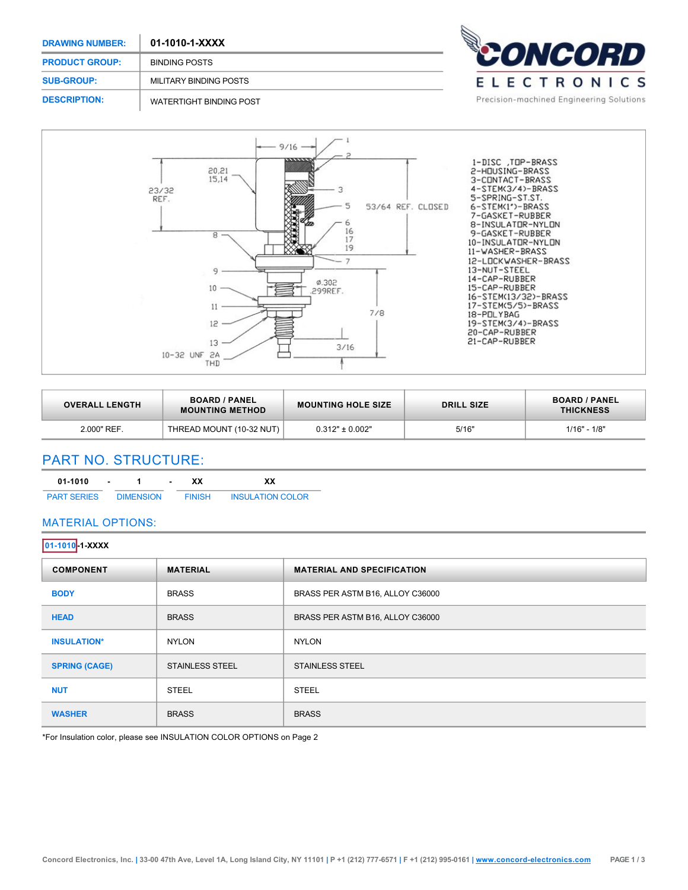| | |
|---|---|
| **DRAWING NUMBER:** | **01-1010-1-XXXX** |
| **PRODUCT GROUP:** | BINDING POSTS |
| **SUB-GROUP:** | MILITARY BINDING POSTS |
| **DESCRIPTION:** | WATERTIGHT BINDING POST |

CONCORD ELECTRONICS
Precision-machined Engineering Solutions

9/16
20,21
15,14
23/32 REF.
53/64 REF. CLOSED
ø.302 .299REF.
7/8
3/16
10-32 UNF 2A THD

1-DISC ,TOP-BRASS
2-HOUSING-BRASS
3-CONTACT-BRASS
4-STEM(3/4)-BRASS
5-SPRING-ST.ST.
6-STEM(1")-BRASS
7-GASKET-RUBBER
8-INSULATOR-NYLON
9-GASKET-RUBBER
10-INSULATOR-NYLON
11-WASHER-BRASS
12-LOCKWASHER-BRASS
13-NUT-STEEL
14-CAP-RUBBER
15-CAP-RUBBER
16-STEM(13/32)-BRASS
17-STEM(5/5)-BRASS
18-POLYBAG
19-STEM(3/4)-BRASS
20-CAP-RUBBER
21-CAP-RUBBER

| OVERALL LENGTH | BOARD / PANEL MOUNTING METHOD | MOUNTING HOLE SIZE | DRILL SIZE | BOARD / PANEL THICKNESS |
|---|---|---|---|---|
| 2.000" REF. | THREAD MOUNT (10-32 NUT) | 0.312" ± 0.002" | 5/16" | 1/16" - 1/8" |

## PART NO. STRUCTURE:

| 01-1010 | - | 1 | - | XX | XX |
|---|---|---|---|---|---|
| PART SERIES | | DIMENSION | | FINISH | INSULATION COLOR |

## MATERIAL OPTIONS:

**01-1010-1-XXXX**

| COMPONENT | MATERIAL | MATERIAL AND SPECIFICATION |
|---|---|---|
| BODY | BRASS | BRASS PER ASTM B16, ALLOY C36000 |
| HEAD | BRASS | BRASS PER ASTM B16, ALLOY C36000 |
| INSULATION* | NYLON | NYLON |
| SPRING (CAGE) | STAINLESS STEEL | STAINLESS STEEL |
| NUT | STEEL | STEEL |
| WASHER | BRASS | BRASS |

*For Insulation color, please see INSULATION COLOR OPTIONS on Page 2

Concord Electronics, Inc. | 33-00 47th Ave, Level 1A, Long Island City, NY 11101 | P +1 (212) 777-6571 | F +1 (212) 995-0161 | www.concord-electronics.com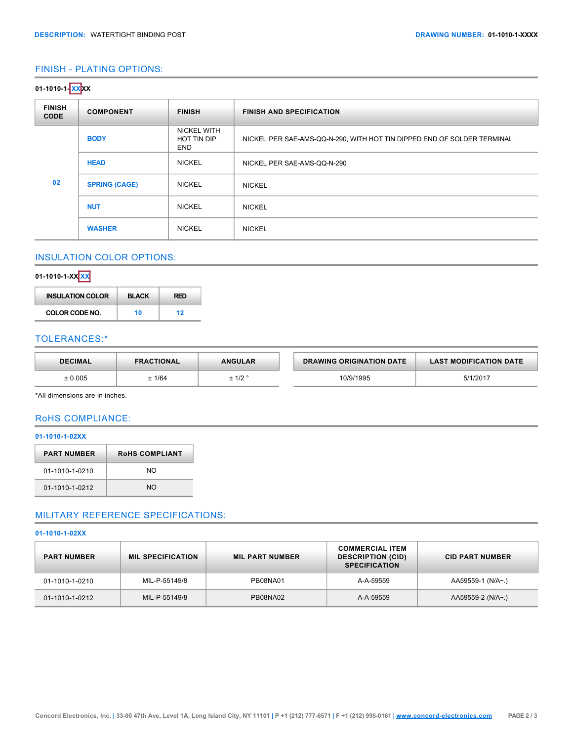**DESCRIPTION:** WATERTIGHT BINDING POST **DRAWING NUMBER:** 01-1010-1-XXXX

## FINISH - PLATING OPTIONS:

**01-1010-1-XXXX**

| FINISH CODE | COMPONENT | FINISH | FINISH AND SPECIFICATION |
|---|---|---|---|
| 02 | BODY | NICKEL WITH HOT TIN DIP END | NICKEL PER SAE-AMS-QQ-N-290, WITH HOT TIN DIPPED END OF SOLDER TERMINAL |
| | HEAD | NICKEL | NICKEL PER SAE-AMS-QQ-N-290 |
| | SPRING (CAGE) | NICKEL | NICKEL |
| | NUT | NICKEL | NICKEL |
| | WASHER | NICKEL | NICKEL |

## INSULATION COLOR OPTIONS:

**01-1010-1-XXXX**

| INSULATION COLOR | BLACK | RED |
|---|---|---|
| COLOR CODE NO. | 10 | 12 |

## TOLERANCES:*

| DECIMAL | FRACTIONAL | ANGULAR |
|---|---|---|
| ± 0.005 | ± 1/64 | ± 1/2 ° |

| DRAWING ORIGINATION DATE | LAST MODIFICATION DATE |
|---|---|
| 10/9/1995 | 5/1/2017 |

*All dimensions are in inches.

## RoHS COMPLIANCE:

**01-1010-1-02XX**

| PART NUMBER | RoHS COMPLIANT |
|---|---|
| 01-1010-1-0210 | NO |
| 01-1010-1-0212 | NO |

## MILITARY REFERENCE SPECIFICATIONS:

**01-1010-1-02XX**

| PART NUMBER | MIL SPECIFICATION | MIL PART NUMBER | COMMERCIAL ITEM DESCRIPTION (CID) SPECIFICATION | CID PART NUMBER |
|---|---|---|---|---|
| 01-1010-1-0210 | MIL-P-55149/8 | PB08NA01 | A-A-59559 | AA59559-1 (N/A~.) |
| 01-1010-1-0212 | MIL-P-55149/8 | PB08NA02 | A-A-59559 | AA59559-2 (N/A~.) |

Concord Electronics, Inc. | 33-00 47th Ave, Level 1A, Long Island City, NY 11101 | P +1 (212) 777-6571 | F +1 (212) 995-0161 | www.concord-electronics.com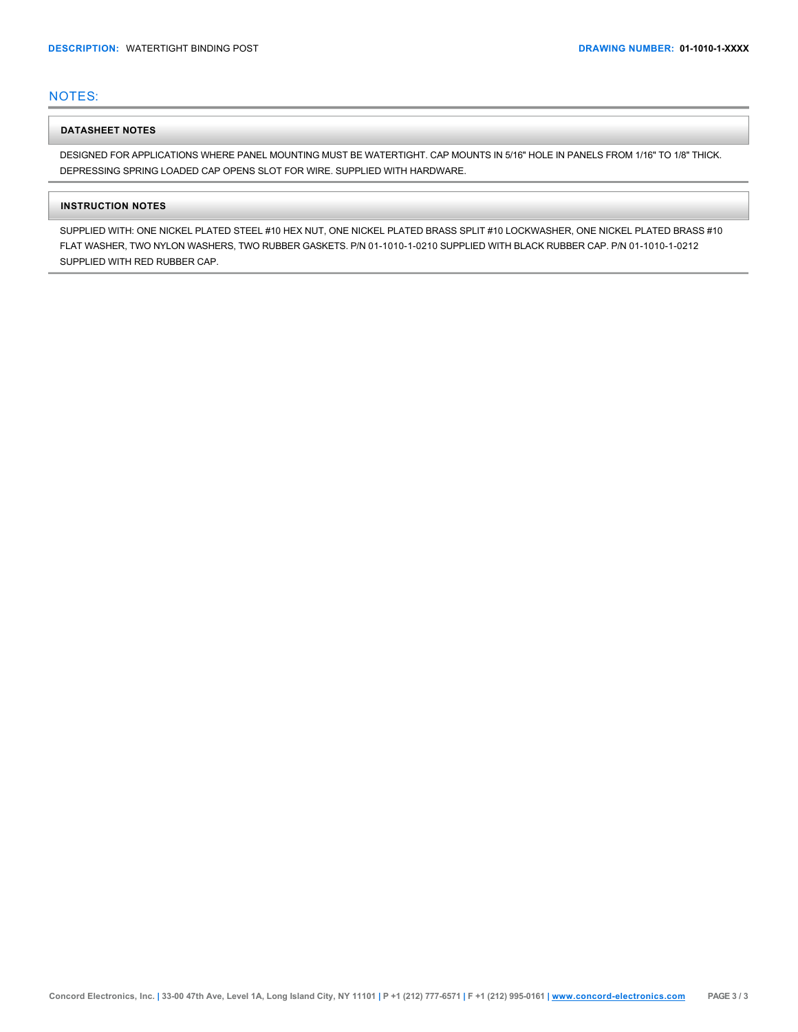## NOTES:

### DATASHEET NOTES

DESIGNED FOR APPLICATIONS WHERE PANEL MOUNTING MUST BE WATERTIGHT. CAP MOUNTS IN 5/16" HOLE IN PANELS FROM 1/16" TO 1/8" THICK. DEPRESSING SPRING LOADED CAP OPENS SLOT FOR WIRE. SUPPLIED WITH HARDWARE.

### INSTRUCTION NOTES

SUPPLIED WITH: ONE NICKEL PLATED STEEL #10 HEX NUT, ONE NICKEL PLATED BRASS SPLIT #10 LOCKWASHER, ONE NICKEL PLATED BRASS #10 FLAT WASHER, TWO NYLON WASHERS, TWO RUBBER GASKETS. P/N 01-1010-1-0210 SUPPLIED WITH BLACK RUBBER CAP. P/N 01-1010-1-0212 SUPPLIED WITH RED RUBBER CAP.